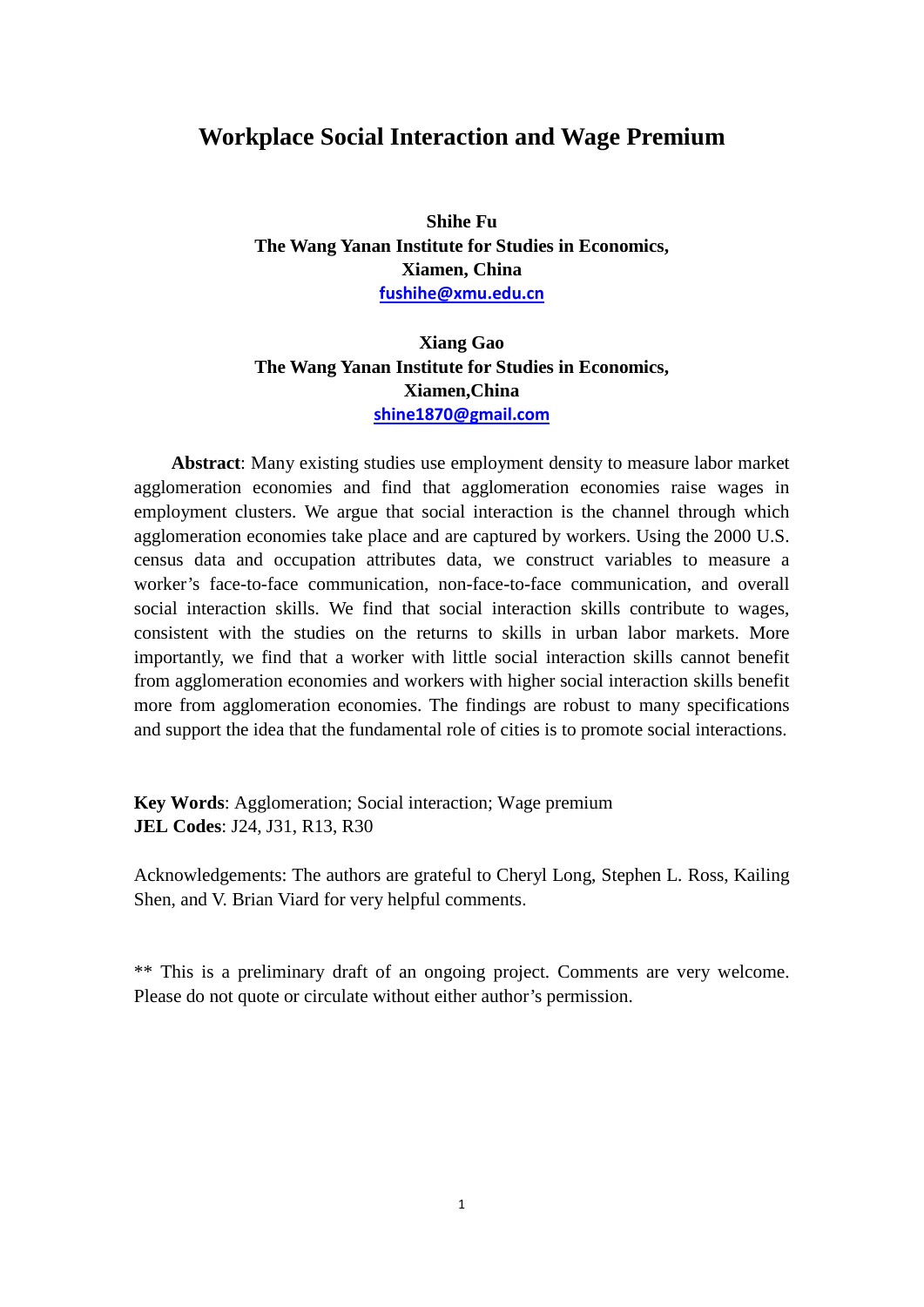# Workplace Social Interaction and Wage Premium

**Shihe Fu**
**The Wang Yanan Institute for Studies in Economics,**
**Xiamen, China**
**fushihe@xmu.edu.cn**

**Xiang Gao**
**The Wang Yanan Institute for Studies in Economics,**
**Xiamen,China**
**shine1870@gmail.com**

**Abstract**: Many existing studies use employment density to measure labor market agglomeration economies and find that agglomeration economies raise wages in employment clusters. We argue that social interaction is the channel through which agglomeration economies take place and are captured by workers. Using the 2000 U.S. census data and occupation attributes data, we construct variables to measure a worker's face-to-face communication, non-face-to-face communication, and overall social interaction skills. We find that social interaction skills contribute to wages, consistent with the studies on the returns to skills in urban labor markets. More importantly, we find that a worker with little social interaction skills cannot benefit from agglomeration economies and workers with higher social interaction skills benefit more from agglomeration economies. The findings are robust to many specifications and support the idea that the fundamental role of cities is to promote social interactions.

**Key Words**: Agglomeration; Social interaction; Wage premium
**JEL Codes**: J24, J31, R13, R30

Acknowledgements: The authors are grateful to Cheryl Long, Stephen L. Ross, Kailing Shen, and V. Brian Viard for very helpful comments.

** This is a preliminary draft of an ongoing project. Comments are very welcome. Please do not quote or circulate without either author's permission.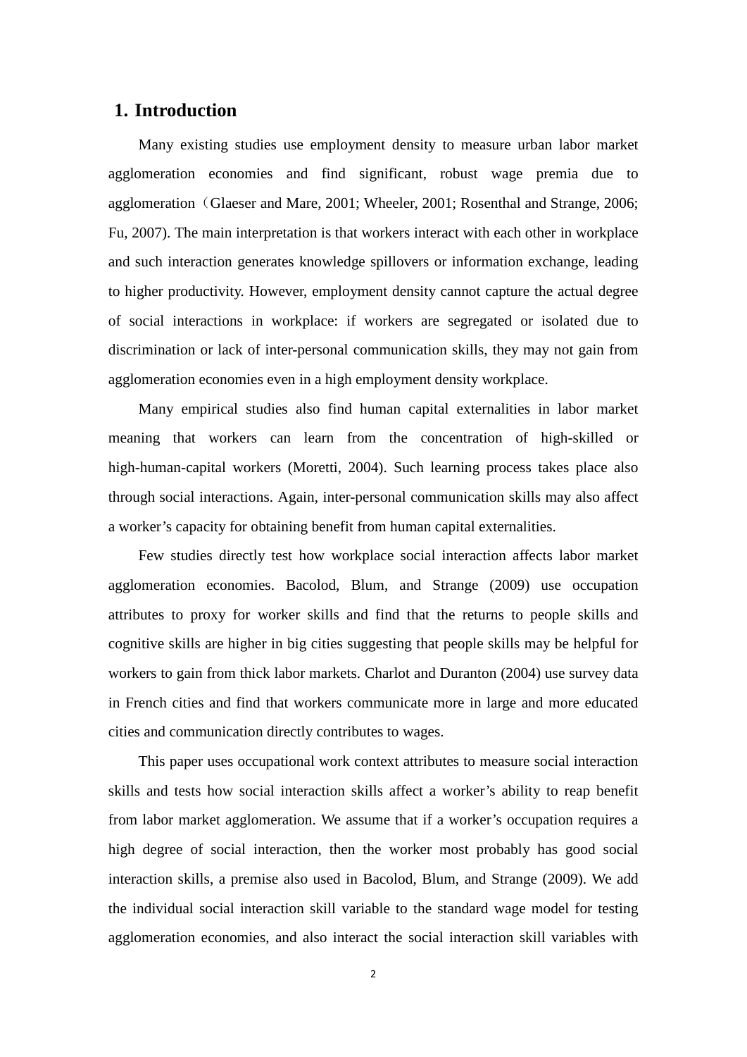# 1. Introduction

Many existing studies use employment density to measure urban labor market agglomeration economies and find significant, robust wage premia due to agglomeration（Glaeser and Mare, 2001; Wheeler, 2001; Rosenthal and Strange, 2006; Fu, 2007). The main interpretation is that workers interact with each other in workplace and such interaction generates knowledge spillovers or information exchange, leading to higher productivity. However, employment density cannot capture the actual degree of social interactions in workplace: if workers are segregated or isolated due to discrimination or lack of inter-personal communication skills, they may not gain from agglomeration economies even in a high employment density workplace.

Many empirical studies also find human capital externalities in labor market meaning that workers can learn from the concentration of high-skilled or high-human-capital workers (Moretti, 2004). Such learning process takes place also through social interactions. Again, inter-personal communication skills may also affect a worker's capacity for obtaining benefit from human capital externalities.

Few studies directly test how workplace social interaction affects labor market agglomeration economies. Bacolod, Blum, and Strange (2009) use occupation attributes to proxy for worker skills and find that the returns to people skills and cognitive skills are higher in big cities suggesting that people skills may be helpful for workers to gain from thick labor markets. Charlot and Duranton (2004) use survey data in French cities and find that workers communicate more in large and more educated cities and communication directly contributes to wages.

This paper uses occupational work context attributes to measure social interaction skills and tests how social interaction skills affect a worker's ability to reap benefit from labor market agglomeration. We assume that if a worker's occupation requires a high degree of social interaction, then the worker most probably has good social interaction skills, a premise also used in Bacolod, Blum, and Strange (2009). We add the individual social interaction skill variable to the standard wage model for testing agglomeration economies, and also interact the social interaction skill variables with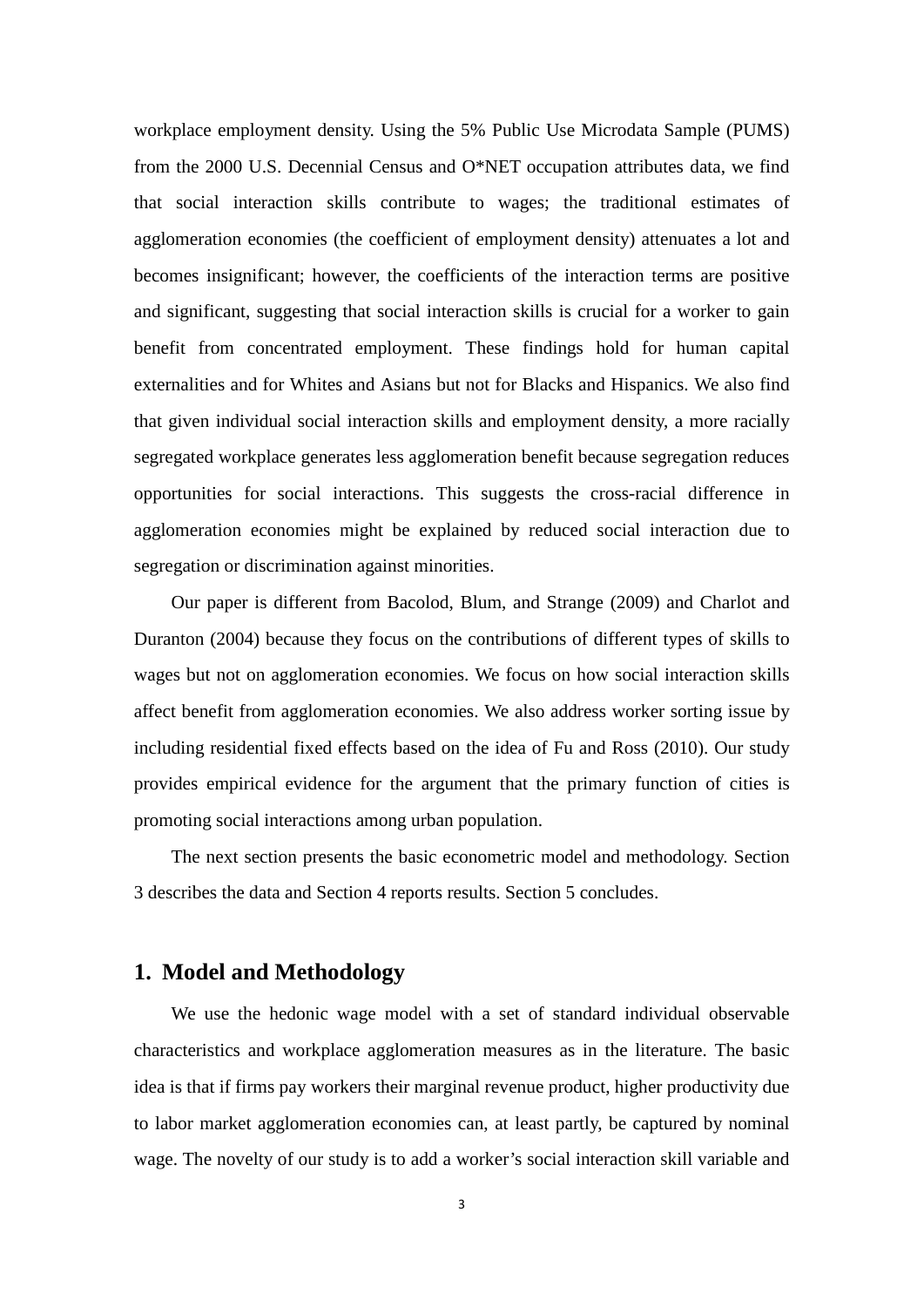workplace employment density. Using the 5% Public Use Microdata Sample (PUMS) from the 2000 U.S. Decennial Census and O*NET occupation attributes data, we find that social interaction skills contribute to wages; the traditional estimates of agglomeration economies (the coefficient of employment density) attenuates a lot and becomes insignificant; however, the coefficients of the interaction terms are positive and significant, suggesting that social interaction skills is crucial for a worker to gain benefit from concentrated employment. These findings hold for human capital externalities and for Whites and Asians but not for Blacks and Hispanics. We also find that given individual social interaction skills and employment density, a more racially segregated workplace generates less agglomeration benefit because segregation reduces opportunities for social interactions. This suggests the cross-racial difference in agglomeration economies might be explained by reduced social interaction due to segregation or discrimination against minorities.

Our paper is different from Bacolod, Blum, and Strange (2009) and Charlot and Duranton (2004) because they focus on the contributions of different types of skills to wages but not on agglomeration economies. We focus on how social interaction skills affect benefit from agglomeration economies. We also address worker sorting issue by including residential fixed effects based on the idea of Fu and Ross (2010). Our study provides empirical evidence for the argument that the primary function of cities is promoting social interactions among urban population.

The next section presents the basic econometric model and methodology. Section 3 describes the data and Section 4 reports results. Section 5 concludes.

## 1. Model and Methodology

We use the hedonic wage model with a set of standard individual observable characteristics and workplace agglomeration measures as in the literature. The basic idea is that if firms pay workers their marginal revenue product, higher productivity due to labor market agglomeration economies can, at least partly, be captured by nominal wage. The novelty of our study is to add a worker's social interaction skill variable and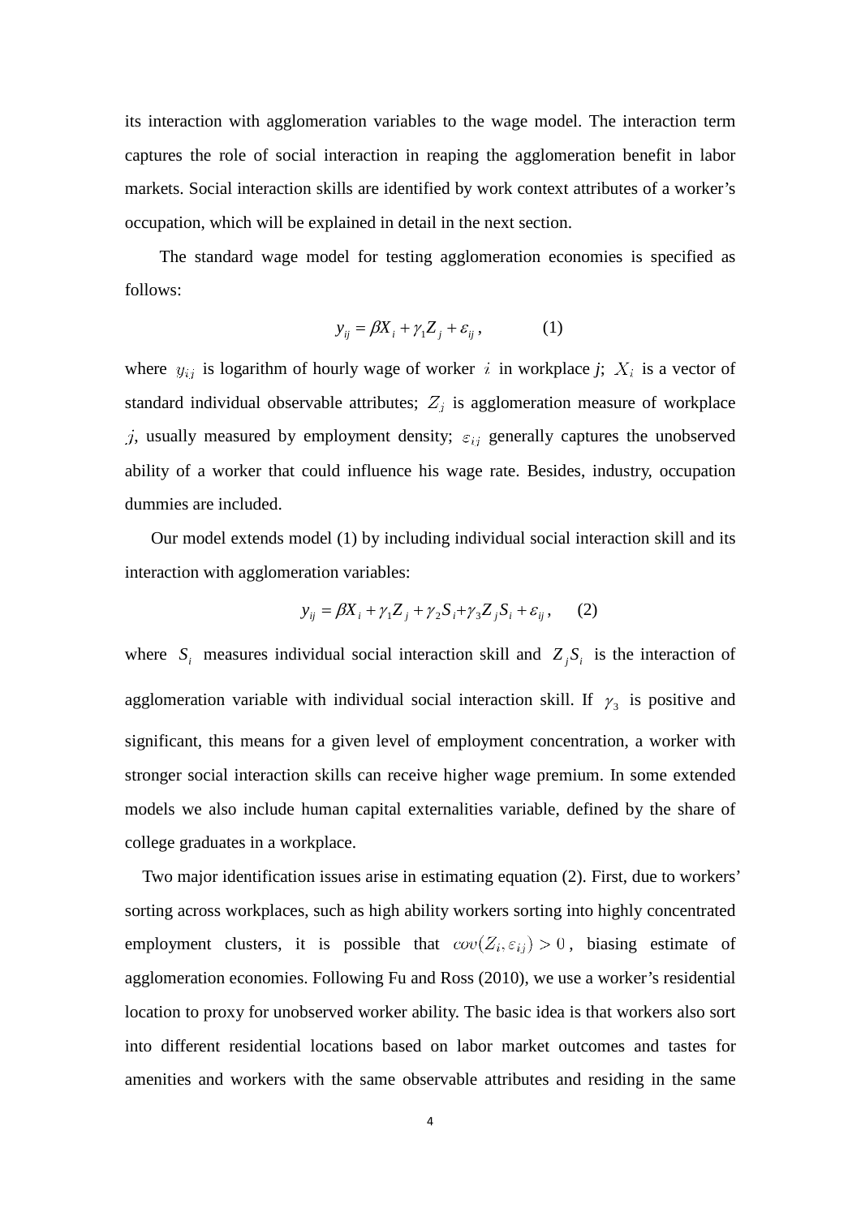its interaction with agglomeration variables to the wage model. The interaction term captures the role of social interaction in reaping the agglomeration benefit in labor markets. Social interaction skills are identified by work context attributes of a worker's occupation, which will be explained in detail in the next section.

The standard wage model for testing agglomeration economies is specified as follows:

$$y_{ij} = \beta X_i + \gamma_1 Z_j + \varepsilon_{ij}, \qquad (1)$$

where $y_{ij}$ is logarithm of hourly wage of worker $i$ in workplace *j*; $X_i$ is a vector of standard individual observable attributes; $Z_j$ is agglomeration measure of workplace $j$, usually measured by employment density; $\varepsilon_{ij}$ generally captures the unobserved ability of a worker that could influence his wage rate. Besides, industry, occupation dummies are included.

Our model extends model (1) by including individual social interaction skill and its interaction with agglomeration variables:

$$y_{ij} = \beta X_i + \gamma_1 Z_j + \gamma_2 S_i + \gamma_3 Z_j S_i + \varepsilon_{ij}, \qquad (2)$$

where $S_i$ measures individual social interaction skill and $Z_j S_i$ is the interaction of agglomeration variable with individual social interaction skill. If $\gamma_3$ is positive and significant, this means for a given level of employment concentration, a worker with stronger social interaction skills can receive higher wage premium. In some extended models we also include human capital externalities variable, defined by the share of college graduates in a workplace.

Two major identification issues arise in estimating equation (2). First, due to workers' sorting across workplaces, such as high ability workers sorting into highly concentrated employment clusters, it is possible that $cov(Z_i, \varepsilon_{ij}) > 0$, biasing estimate of agglomeration economies. Following Fu and Ross (2010), we use a worker's residential location to proxy for unobserved worker ability. The basic idea is that workers also sort into different residential locations based on labor market outcomes and tastes for amenities and workers with the same observable attributes and residing in the same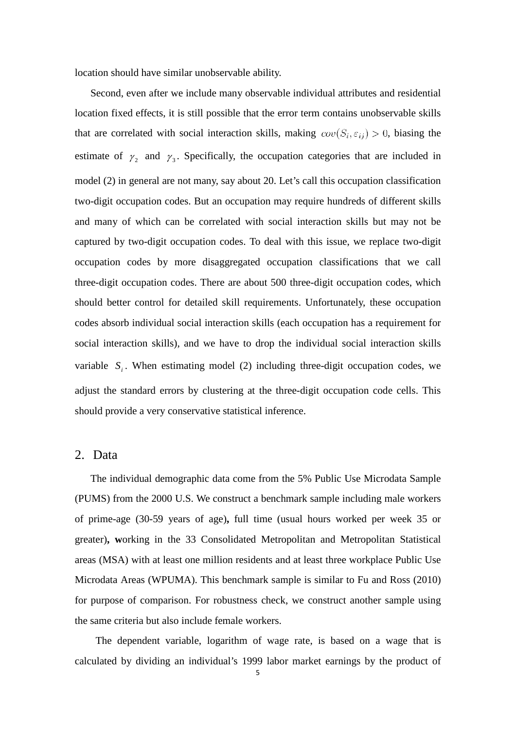location should have similar unobservable ability.

Second, even after we include many observable individual attributes and residential location fixed effects, it is still possible that the error term contains unobservable skills that are correlated with social interaction skills, making $cov(S_i, \varepsilon_{ij}) > 0$, biasing the estimate of $\gamma_2$ and $\gamma_3$. Specifically, the occupation categories that are included in model (2) in general are not many, say about 20. Let's call this occupation classification two-digit occupation codes. But an occupation may require hundreds of different skills and many of which can be correlated with social interaction skills but may not be captured by two-digit occupation codes. To deal with this issue, we replace two-digit occupation codes by more disaggregated occupation classifications that we call three-digit occupation codes. There are about 500 three-digit occupation codes, which should better control for detailed skill requirements. Unfortunately, these occupation codes absorb individual social interaction skills (each occupation has a requirement for social interaction skills), and we have to drop the individual social interaction skills variable $S_i$. When estimating model (2) including three-digit occupation codes, we adjust the standard errors by clustering at the three-digit occupation code cells. This should provide a very conservative statistical inference.

## 2. Data

The individual demographic data come from the 5% Public Use Microdata Sample (PUMS) from the 2000 U.S. We construct a benchmark sample including male workers of prime-age (30-59 years of age), full time (usual hours worked per week 35 or greater), working in the 33 Consolidated Metropolitan and Metropolitan Statistical areas (MSA) with at least one million residents and at least three workplace Public Use Microdata Areas (WPUMA). This benchmark sample is similar to Fu and Ross (2010) for purpose of comparison. For robustness check, we construct another sample using the same criteria but also include female workers.

The dependent variable, logarithm of wage rate, is based on a wage that is calculated by dividing an individual's 1999 labor market earnings by the product of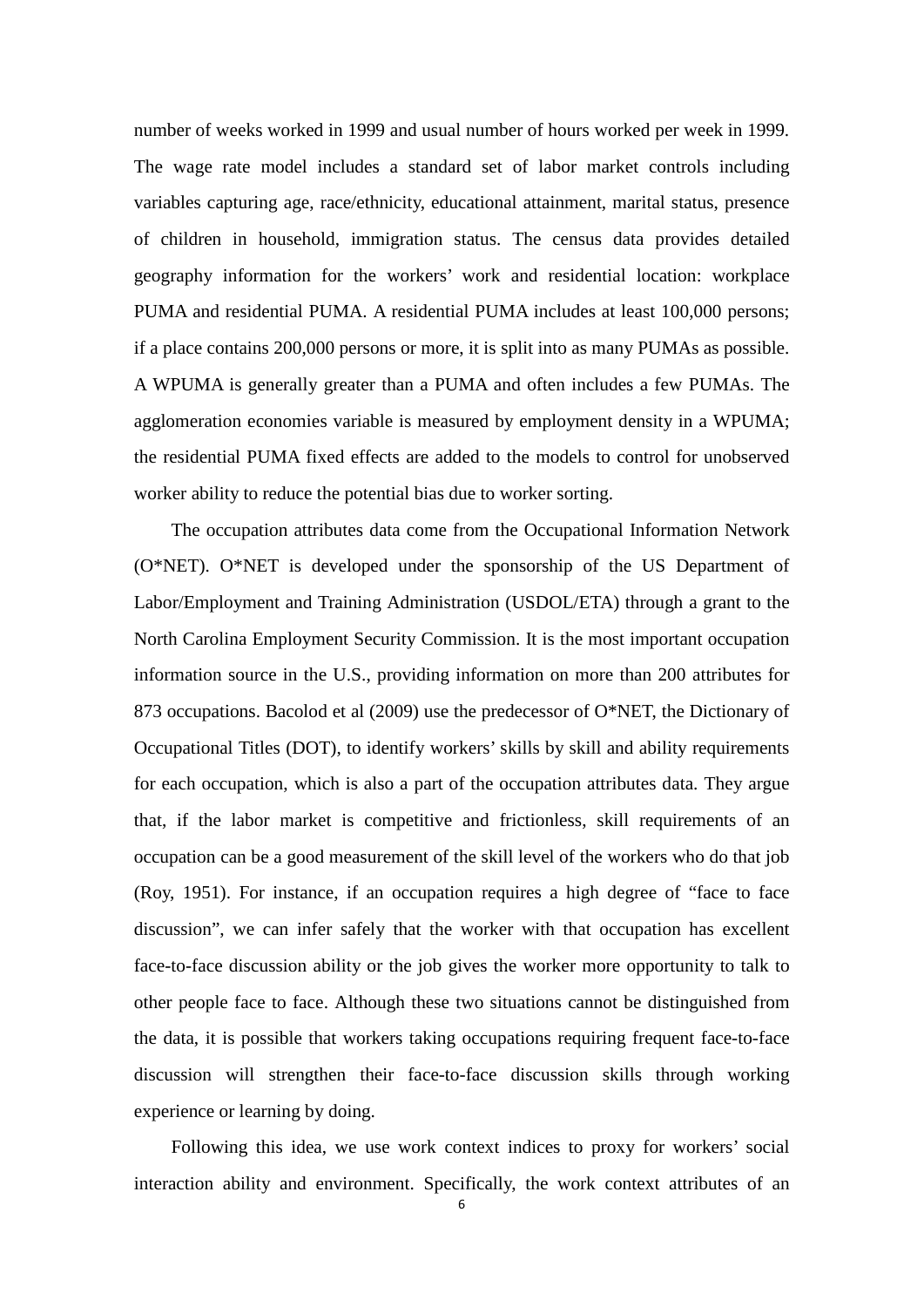number of weeks worked in 1999 and usual number of hours worked per week in 1999. The wage rate model includes a standard set of labor market controls including variables capturing age, race/ethnicity, educational attainment, marital status, presence of children in household, immigration status. The census data provides detailed geography information for the workers' work and residential location: workplace PUMA and residential PUMA. A residential PUMA includes at least 100,000 persons; if a place contains 200,000 persons or more, it is split into as many PUMAs as possible. A WPUMA is generally greater than a PUMA and often includes a few PUMAs. The agglomeration economies variable is measured by employment density in a WPUMA; the residential PUMA fixed effects are added to the models to control for unobserved worker ability to reduce the potential bias due to worker sorting.

The occupation attributes data come from the Occupational Information Network (O*NET). O*NET is developed under the sponsorship of the US Department of Labor/Employment and Training Administration (USDOL/ETA) through a grant to the North Carolina Employment Security Commission. It is the most important occupation information source in the U.S., providing information on more than 200 attributes for 873 occupations. Bacolod et al (2009) use the predecessor of O*NET, the Dictionary of Occupational Titles (DOT), to identify workers' skills by skill and ability requirements for each occupation, which is also a part of the occupation attributes data. They argue that, if the labor market is competitive and frictionless, skill requirements of an occupation can be a good measurement of the skill level of the workers who do that job (Roy, 1951). For instance, if an occupation requires a high degree of "face to face discussion", we can infer safely that the worker with that occupation has excellent face-to-face discussion ability or the job gives the worker more opportunity to talk to other people face to face. Although these two situations cannot be distinguished from the data, it is possible that workers taking occupations requiring frequent face-to-face discussion will strengthen their face-to-face discussion skills through working experience or learning by doing.

Following this idea, we use work context indices to proxy for workers' social interaction ability and environment. Specifically, the work context attributes of an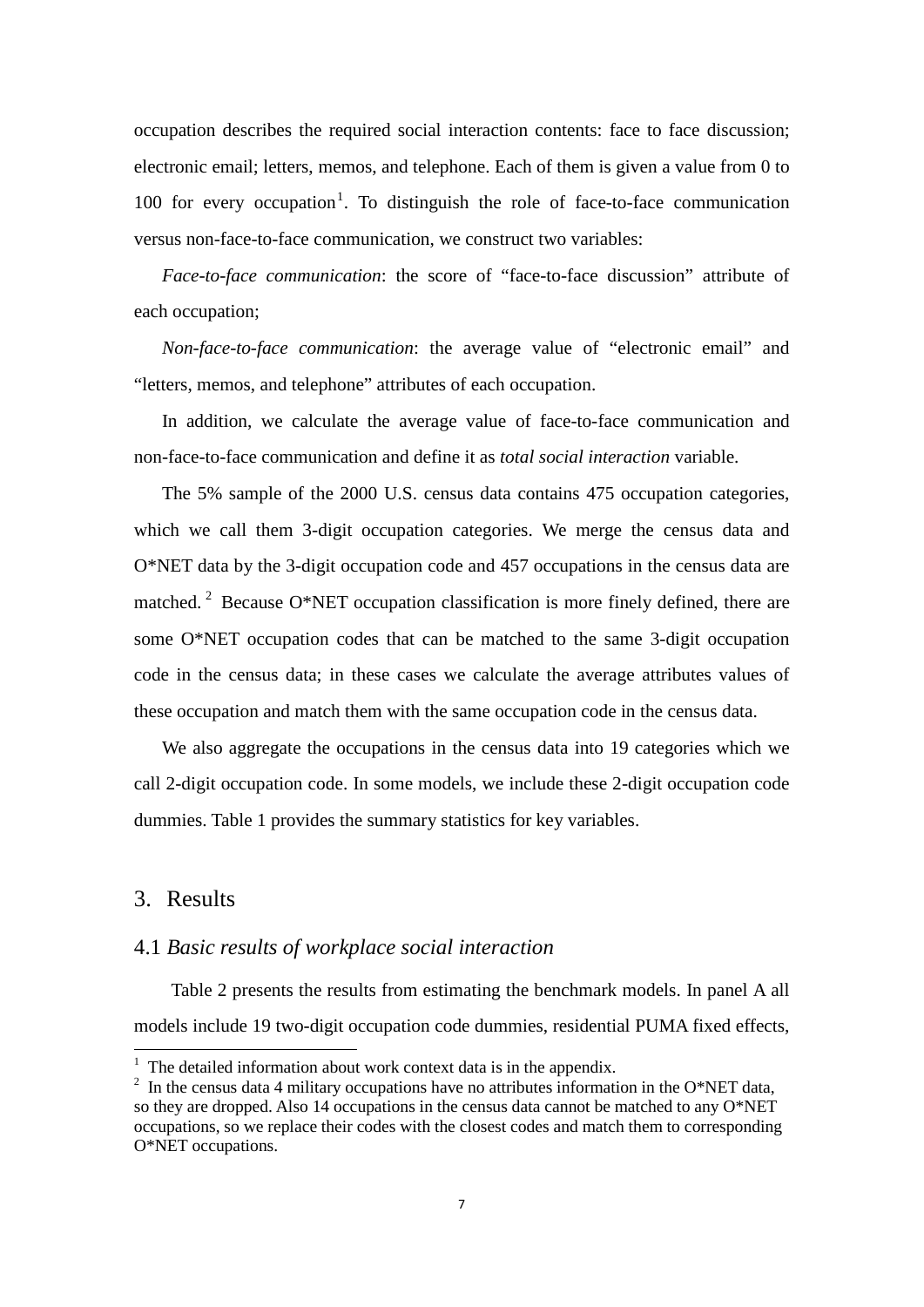occupation describes the required social interaction contents: face to face discussion; electronic email; letters, memos, and telephone. Each of them is given a value from 0 to 100 for every occupation[1]. To distinguish the role of face-to-face communication versus non-face-to-face communication, we construct two variables:

*Face-to-face communication*: the score of "face-to-face discussion" attribute of each occupation;

*Non-face-to-face communication*: the average value of "electronic email" and "letters, memos, and telephone" attributes of each occupation.

In addition, we calculate the average value of face-to-face communication and non-face-to-face communication and define it as *total social interaction* variable.

The 5% sample of the 2000 U.S. census data contains 475 occupation categories, which we call them 3-digit occupation categories. We merge the census data and O*NET data by the 3-digit occupation code and 457 occupations in the census data are matched.[2] Because O*NET occupation classification is more finely defined, there are some O*NET occupation codes that can be matched to the same 3-digit occupation code in the census data; in these cases we calculate the average attributes values of these occupation and match them with the same occupation code in the census data.

We also aggregate the occupations in the census data into 19 categories which we call 2-digit occupation code. In some models, we include these 2-digit occupation code dummies. Table 1 provides the summary statistics for key variables.

## 3. Results

### 4.1 *Basic results of workplace social interaction*

Table 2 presents the results from estimating the benchmark models. In panel A all models include 19 two-digit occupation code dummies, residential PUMA fixed effects,

---

[1] The detailed information about work context data is in the appendix.

[2] In the census data 4 military occupations have no attributes information in the O*NET data, so they are dropped. Also 14 occupations in the census data cannot be matched to any O*NET occupations, so we replace their codes with the closest codes and match them to corresponding O*NET occupations.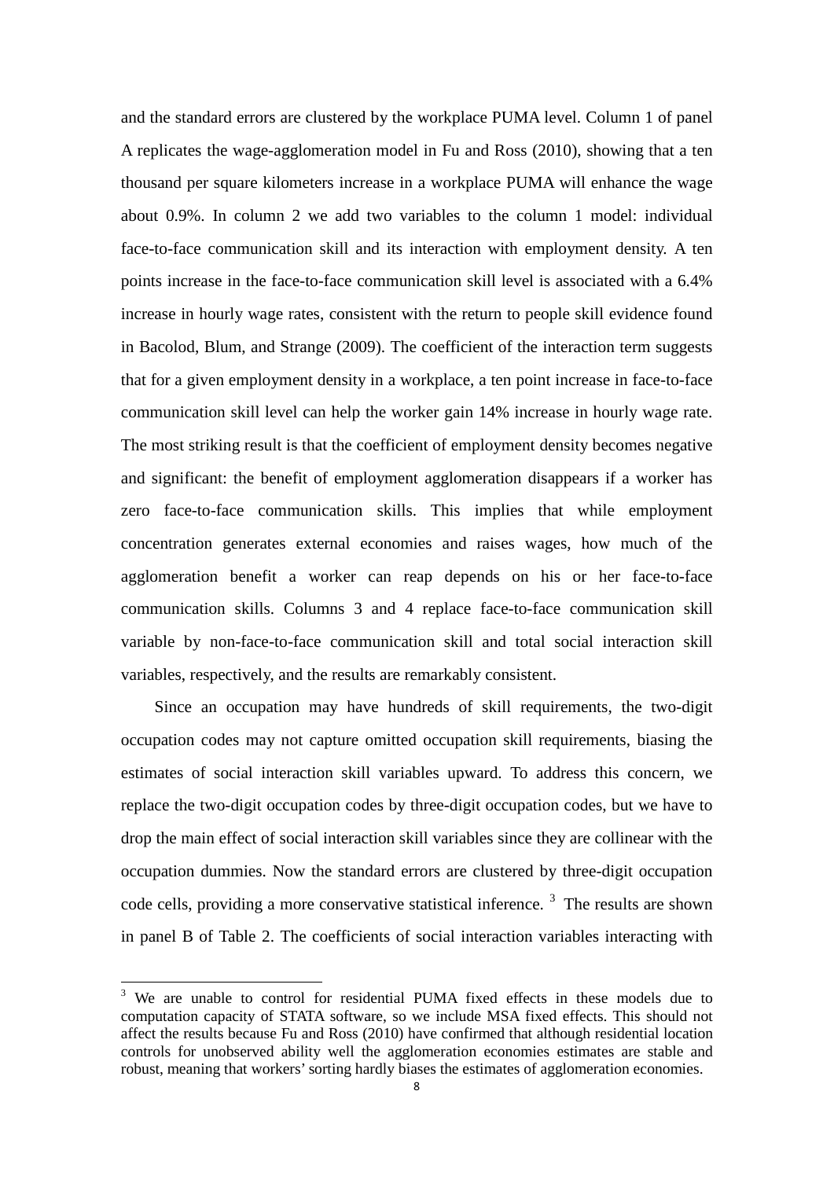and the standard errors are clustered by the workplace PUMA level. Column 1 of panel A replicates the wage-agglomeration model in Fu and Ross (2010), showing that a ten thousand per square kilometers increase in a workplace PUMA will enhance the wage about 0.9%. In column 2 we add two variables to the column 1 model: individual face-to-face communication skill and its interaction with employment density. A ten points increase in the face-to-face communication skill level is associated with a 6.4% increase in hourly wage rates, consistent with the return to people skill evidence found in Bacolod, Blum, and Strange (2009). The coefficient of the interaction term suggests that for a given employment density in a workplace, a ten point increase in face-to-face communication skill level can help the worker gain 14% increase in hourly wage rate. The most striking result is that the coefficient of employment density becomes negative and significant: the benefit of employment agglomeration disappears if a worker has zero face-to-face communication skills. This implies that while employment concentration generates external economies and raises wages, how much of the agglomeration benefit a worker can reap depends on his or her face-to-face communication skills. Columns 3 and 4 replace face-to-face communication skill variable by non-face-to-face communication skill and total social interaction skill variables, respectively, and the results are remarkably consistent.

Since an occupation may have hundreds of skill requirements, the two-digit occupation codes may not capture omitted occupation skill requirements, biasing the estimates of social interaction skill variables upward. To address this concern, we replace the two-digit occupation codes by three-digit occupation codes, but we have to drop the main effect of social interaction skill variables since they are collinear with the occupation dummies. Now the standard errors are clustered by three-digit occupation code cells, providing a more conservative statistical inference. [3] The results are shown in panel B of Table 2. The coefficients of social interaction variables interacting with

---

[3] We are unable to control for residential PUMA fixed effects in these models due to computation capacity of STATA software, so we include MSA fixed effects. This should not affect the results because Fu and Ross (2010) have confirmed that although residential location controls for unobserved ability well the agglomeration economies estimates are stable and robust, meaning that workers' sorting hardly biases the estimates of agglomeration economies.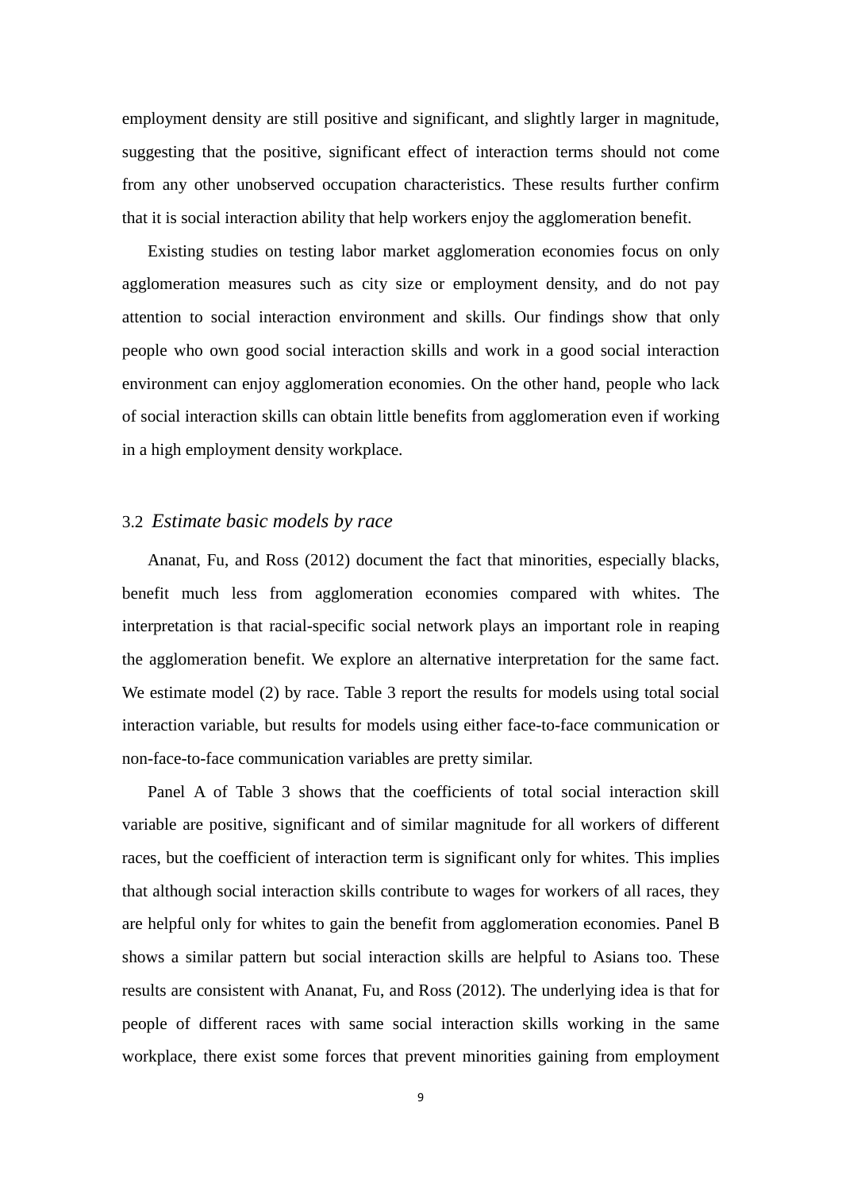employment density are still positive and significant, and slightly larger in magnitude, suggesting that the positive, significant effect of interaction terms should not come from any other unobserved occupation characteristics. These results further confirm that it is social interaction ability that help workers enjoy the agglomeration benefit.

Existing studies on testing labor market agglomeration economies focus on only agglomeration measures such as city size or employment density, and do not pay attention to social interaction environment and skills. Our findings show that only people who own good social interaction skills and work in a good social interaction environment can enjoy agglomeration economies. On the other hand, people who lack of social interaction skills can obtain little benefits from agglomeration even if working in a high employment density workplace.

### 3.2 *Estimate basic models by race*

Ananat, Fu, and Ross (2012) document the fact that minorities, especially blacks, benefit much less from agglomeration economies compared with whites. The interpretation is that racial-specific social network plays an important role in reaping the agglomeration benefit. We explore an alternative interpretation for the same fact. We estimate model (2) by race. Table 3 report the results for models using total social interaction variable, but results for models using either face-to-face communication or non-face-to-face communication variables are pretty similar.

Panel A of Table 3 shows that the coefficients of total social interaction skill variable are positive, significant and of similar magnitude for all workers of different races, but the coefficient of interaction term is significant only for whites. This implies that although social interaction skills contribute to wages for workers of all races, they are helpful only for whites to gain the benefit from agglomeration economies. Panel B shows a similar pattern but social interaction skills are helpful to Asians too. These results are consistent with Ananat, Fu, and Ross (2012). The underlying idea is that for people of different races with same social interaction skills working in the same workplace, there exist some forces that prevent minorities gaining from employment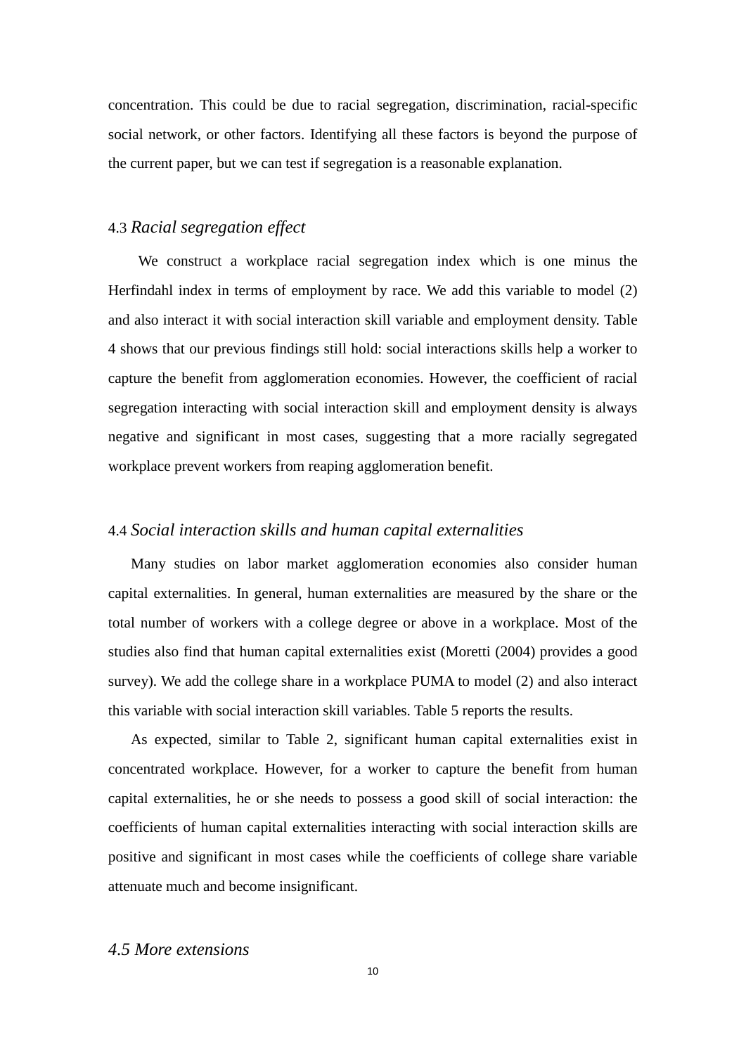concentration. This could be due to racial segregation, discrimination, racial-specific social network, or other factors. Identifying all these factors is beyond the purpose of the current paper, but we can test if segregation is a reasonable explanation.

### 4.3 *Racial segregation effect*

We construct a workplace racial segregation index which is one minus the Herfindahl index in terms of employment by race. We add this variable to model (2) and also interact it with social interaction skill variable and employment density. Table 4 shows that our previous findings still hold: social interactions skills help a worker to capture the benefit from agglomeration economies. However, the coefficient of racial segregation interacting with social interaction skill and employment density is always negative and significant in most cases, suggesting that a more racially segregated workplace prevent workers from reaping agglomeration benefit.

### 4.4 *Social interaction skills and human capital externalities*

Many studies on labor market agglomeration economies also consider human capital externalities. In general, human externalities are measured by the share or the total number of workers with a college degree or above in a workplace. Most of the studies also find that human capital externalities exist (Moretti (2004) provides a good survey). We add the college share in a workplace PUMA to model (2) and also interact this variable with social interaction skill variables. Table 5 reports the results.

As expected, similar to Table 2, significant human capital externalities exist in concentrated workplace. However, for a worker to capture the benefit from human capital externalities, he or she needs to possess a good skill of social interaction: the coefficients of human capital externalities interacting with social interaction skills are positive and significant in most cases while the coefficients of college share variable attenuate much and become insignificant.

### *4.5 More extensions*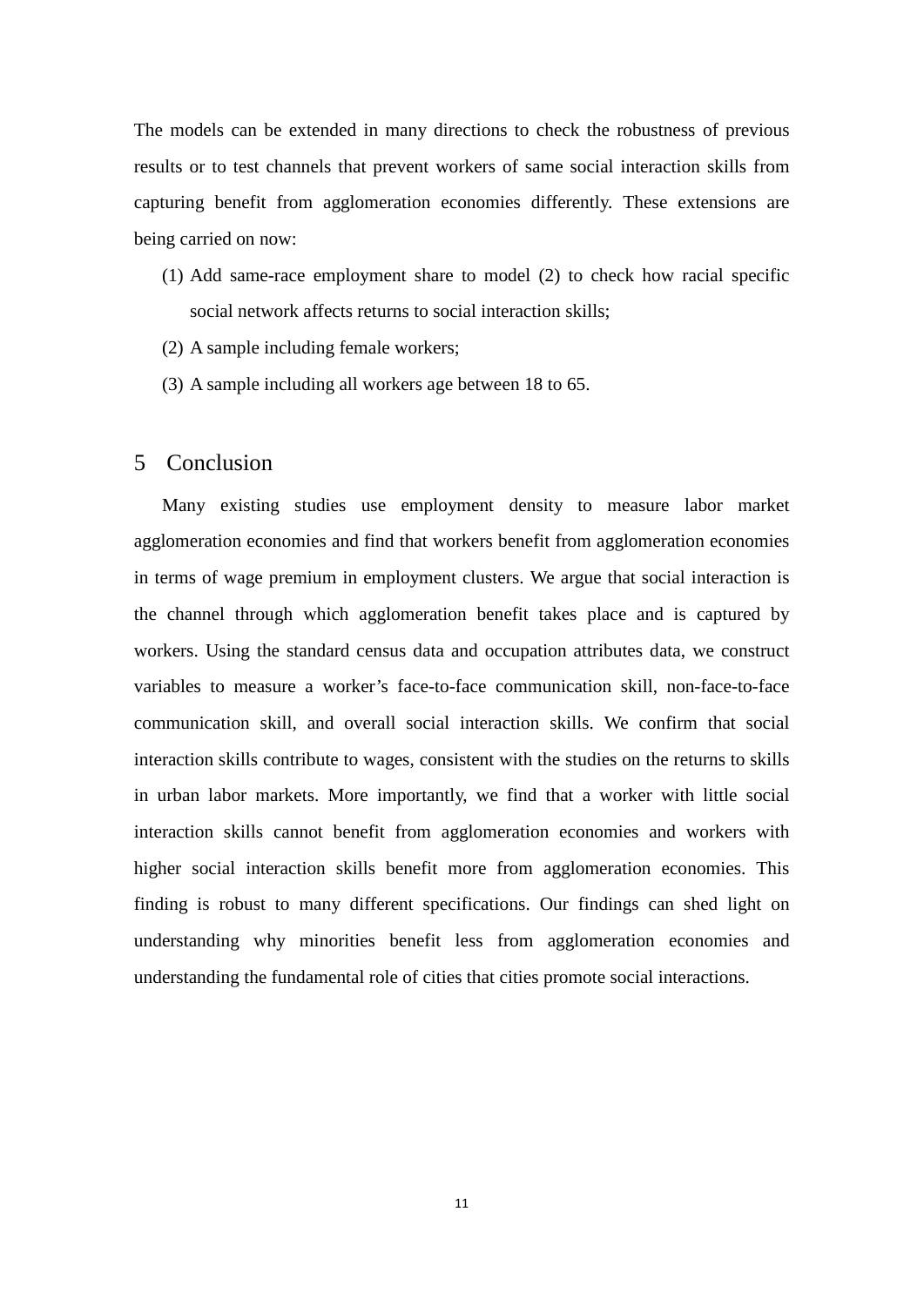The models can be extended in many directions to check the robustness of previous results or to test channels that prevent workers of same social interaction skills from capturing benefit from agglomeration economies differently. These extensions are being carried on now:

(1) Add same-race employment share to model (2) to check how racial specific social network affects returns to social interaction skills;

(2) A sample including female workers;

(3) A sample including all workers age between 18 to 65.

## 5 Conclusion

Many existing studies use employment density to measure labor market agglomeration economies and find that workers benefit from agglomeration economies in terms of wage premium in employment clusters. We argue that social interaction is the channel through which agglomeration benefit takes place and is captured by workers. Using the standard census data and occupation attributes data, we construct variables to measure a worker's face-to-face communication skill, non-face-to-face communication skill, and overall social interaction skills. We confirm that social interaction skills contribute to wages, consistent with the studies on the returns to skills in urban labor markets. More importantly, we find that a worker with little social interaction skills cannot benefit from agglomeration economies and workers with higher social interaction skills benefit more from agglomeration economies. This finding is robust to many different specifications. Our findings can shed light on understanding why minorities benefit less from agglomeration economies and understanding the fundamental role of cities that cities promote social interactions.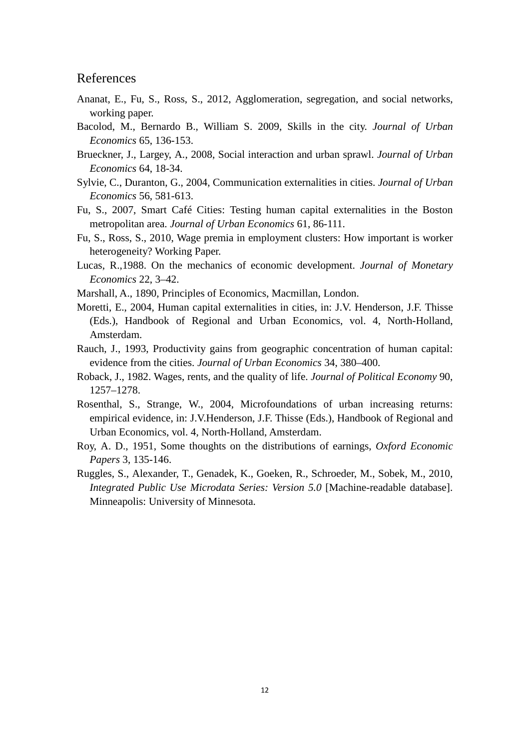## References

Ananat, E., Fu, S., Ross, S., 2012, Agglomeration, segregation, and social networks, working paper.

Bacolod, M., Bernardo B., William S. 2009, Skills in the city. *Journal of Urban Economics* 65, 136-153.

Brueckner, J., Largey, A., 2008, Social interaction and urban sprawl. *Journal of Urban Economics* 64, 18-34.

Sylvie, C., Duranton, G., 2004, Communication externalities in cities. *Journal of Urban Economics* 56, 581-613.

Fu, S., 2007, Smart Café Cities: Testing human capital externalities in the Boston metropolitan area. *Journal of Urban Economics* 61, 86-111.

Fu, S., Ross, S., 2010, Wage premia in employment clusters: How important is worker heterogeneity? Working Paper.

Lucas, R.,1988. On the mechanics of economic development. *Journal of Monetary Economics* 22, 3–42.

Marshall, A., 1890, Principles of Economics, Macmillan, London.

Moretti, E., 2004, Human capital externalities in cities, in: J.V. Henderson, J.F. Thisse (Eds.), Handbook of Regional and Urban Economics, vol. 4, North-Holland, Amsterdam.

Rauch, J., 1993, Productivity gains from geographic concentration of human capital: evidence from the cities. *Journal of Urban Economics* 34, 380–400.

Roback, J., 1982. Wages, rents, and the quality of life. *Journal of Political Economy* 90, 1257–1278.

Rosenthal, S., Strange, W., 2004, Microfoundations of urban increasing returns: empirical evidence, in: J.V.Henderson, J.F. Thisse (Eds.), Handbook of Regional and Urban Economics, vol. 4, North-Holland, Amsterdam.

Roy, A. D., 1951, Some thoughts on the distributions of earnings, *Oxford Economic Papers* 3, 135-146.

Ruggles, S., Alexander, T., Genadek, K., Goeken, R., Schroeder, M., Sobek, M., 2010, *Integrated Public Use Microdata Series: Version 5.0* [Machine-readable database]. Minneapolis: University of Minnesota.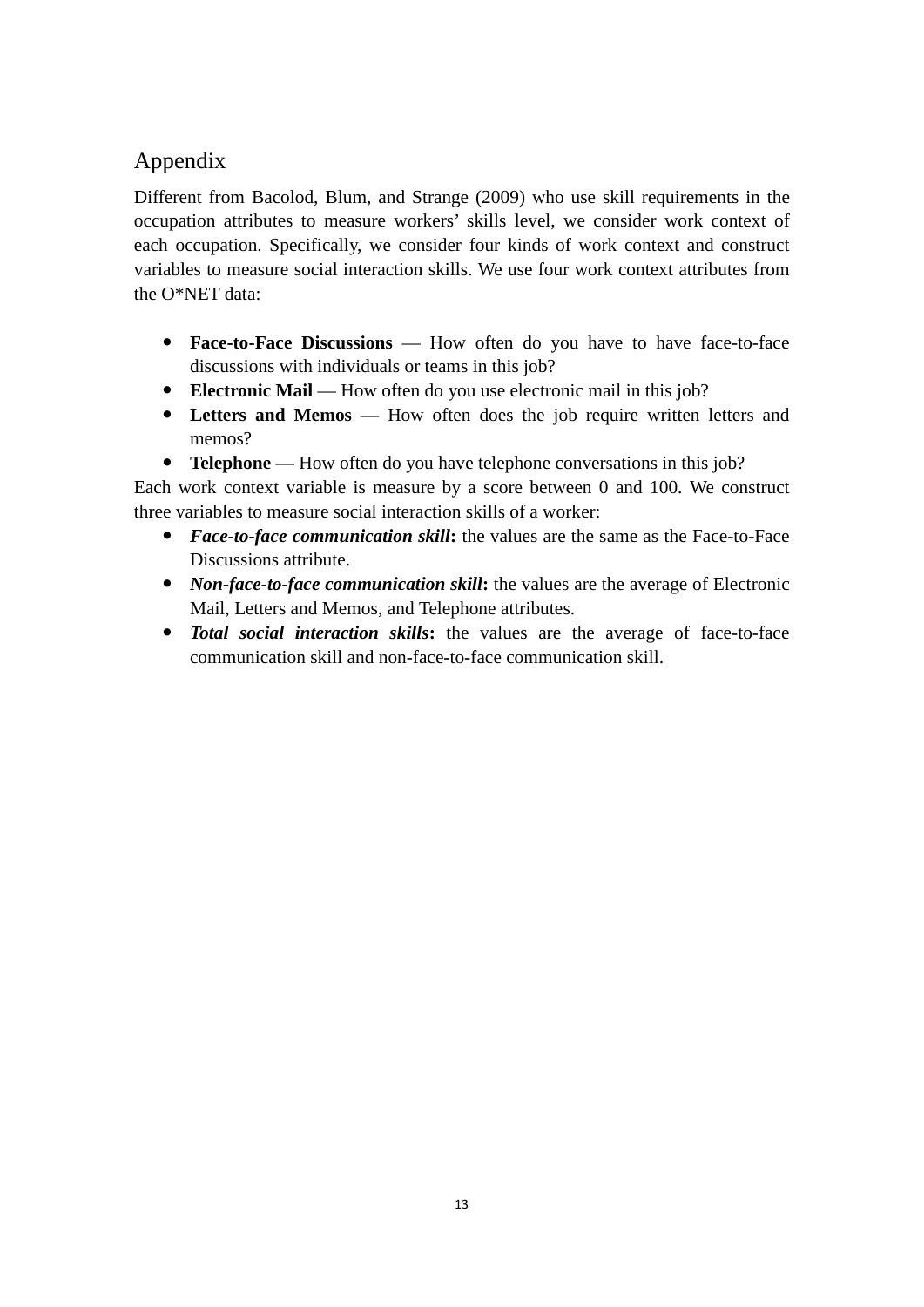# Appendix

Different from Bacolod, Blum, and Strange (2009) who use skill requirements in the occupation attributes to measure workers' skills level, we consider work context of each occupation. Specifically, we consider four kinds of work context and construct variables to measure social interaction skills. We use four work context attributes from the O*NET data:

- **Face-to-Face Discussions** — How often do you have to have face-to-face discussions with individuals or teams in this job?
- **Electronic Mail** — How often do you use electronic mail in this job?
- **Letters and Memos** — How often does the job require written letters and memos?
- **Telephone** — How often do you have telephone conversations in this job?

Each work context variable is measure by a score between 0 and 100. We construct three variables to measure social interaction skills of a worker:

- ***Face-to-face communication skill*:** the values are the same as the Face-to-Face Discussions attribute.
- ***Non-face-to-face communication skill*:** the values are the average of Electronic Mail, Letters and Memos, and Telephone attributes.
- ***Total social interaction skills*:** the values are the average of face-to-face communication skill and non-face-to-face communication skill.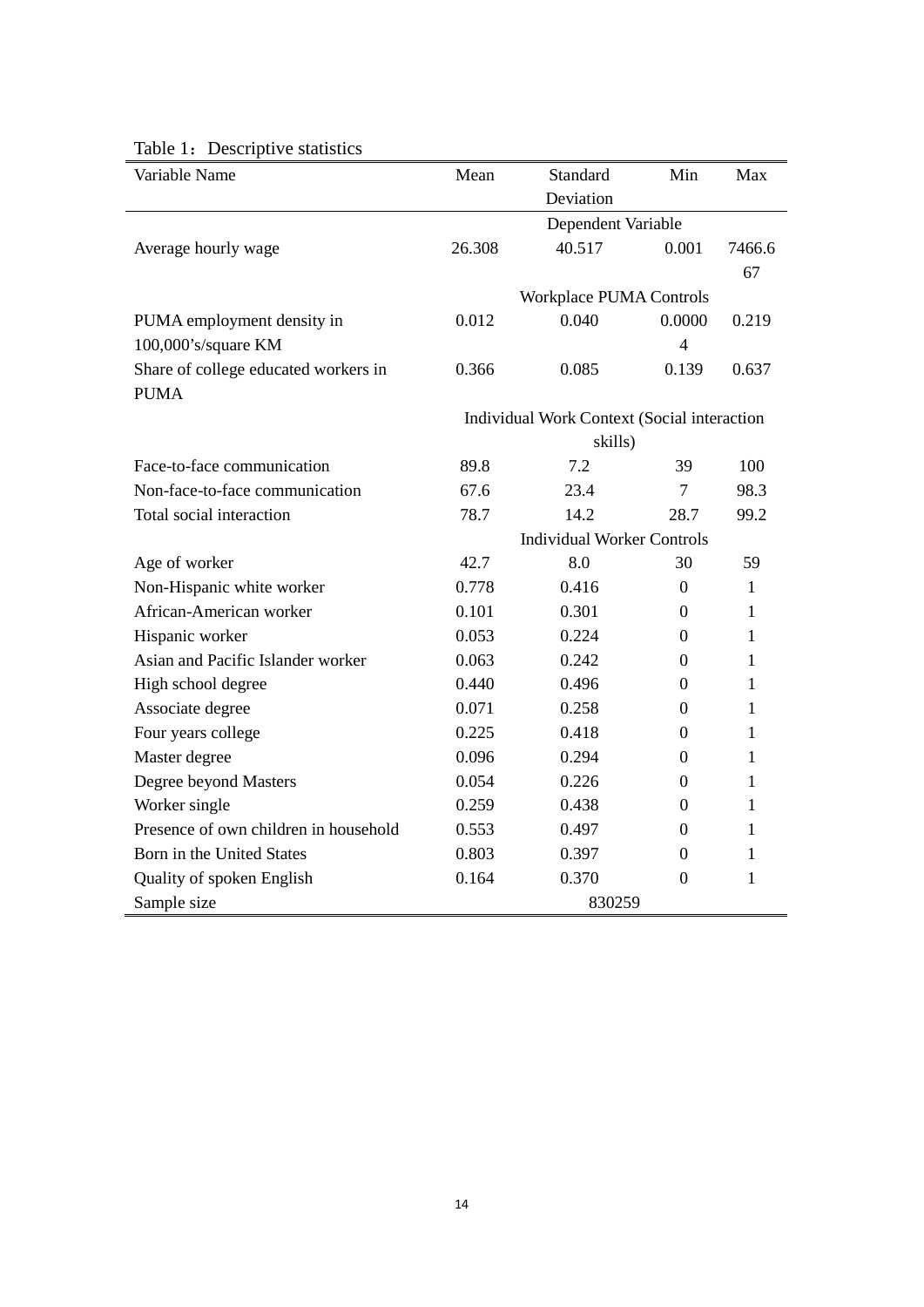Table 1：Descriptive statistics

| Variable Name | Mean | Standard Deviation | Min | Max |
|---|---|---|---|---|
| | Dependent Variable | | | |
| Average hourly wage | 26.308 | 40.517 | 0.001 | 7466.667 |
| | Workplace PUMA Controls | | | |
| PUMA employment density in 100,000's/square KM | 0.012 | 0.040 | 0.00004 | 0.219 |
| Share of college educated workers in PUMA | 0.366 | 0.085 | 0.139 | 0.637 |
| | Individual Work Context (Social interaction skills) | | | |
| Face-to-face communication | 89.8 | 7.2 | 39 | 100 |
| Non-face-to-face communication | 67.6 | 23.4 | 7 | 98.3 |
| Total social interaction | 78.7 | 14.2 | 28.7 | 99.2 |
| | Individual Worker Controls | | | |
| Age of worker | 42.7 | 8.0 | 30 | 59 |
| Non-Hispanic white worker | 0.778 | 0.416 | 0 | 1 |
| African-American worker | 0.101 | 0.301 | 0 | 1 |
| Hispanic worker | 0.053 | 0.224 | 0 | 1 |
| Asian and Pacific Islander worker | 0.063 | 0.242 | 0 | 1 |
| High school degree | 0.440 | 0.496 | 0 | 1 |
| Associate degree | 0.071 | 0.258 | 0 | 1 |
| Four years college | 0.225 | 0.418 | 0 | 1 |
| Master degree | 0.096 | 0.294 | 0 | 1 |
| Degree beyond Masters | 0.054 | 0.226 | 0 | 1 |
| Worker single | 0.259 | 0.438 | 0 | 1 |
| Presence of own children in household | 0.553 | 0.497 | 0 | 1 |
| Born in the United States | 0.803 | 0.397 | 0 | 1 |
| Quality of spoken English | 0.164 | 0.370 | 0 | 1 |
| Sample size | | 830259 | | |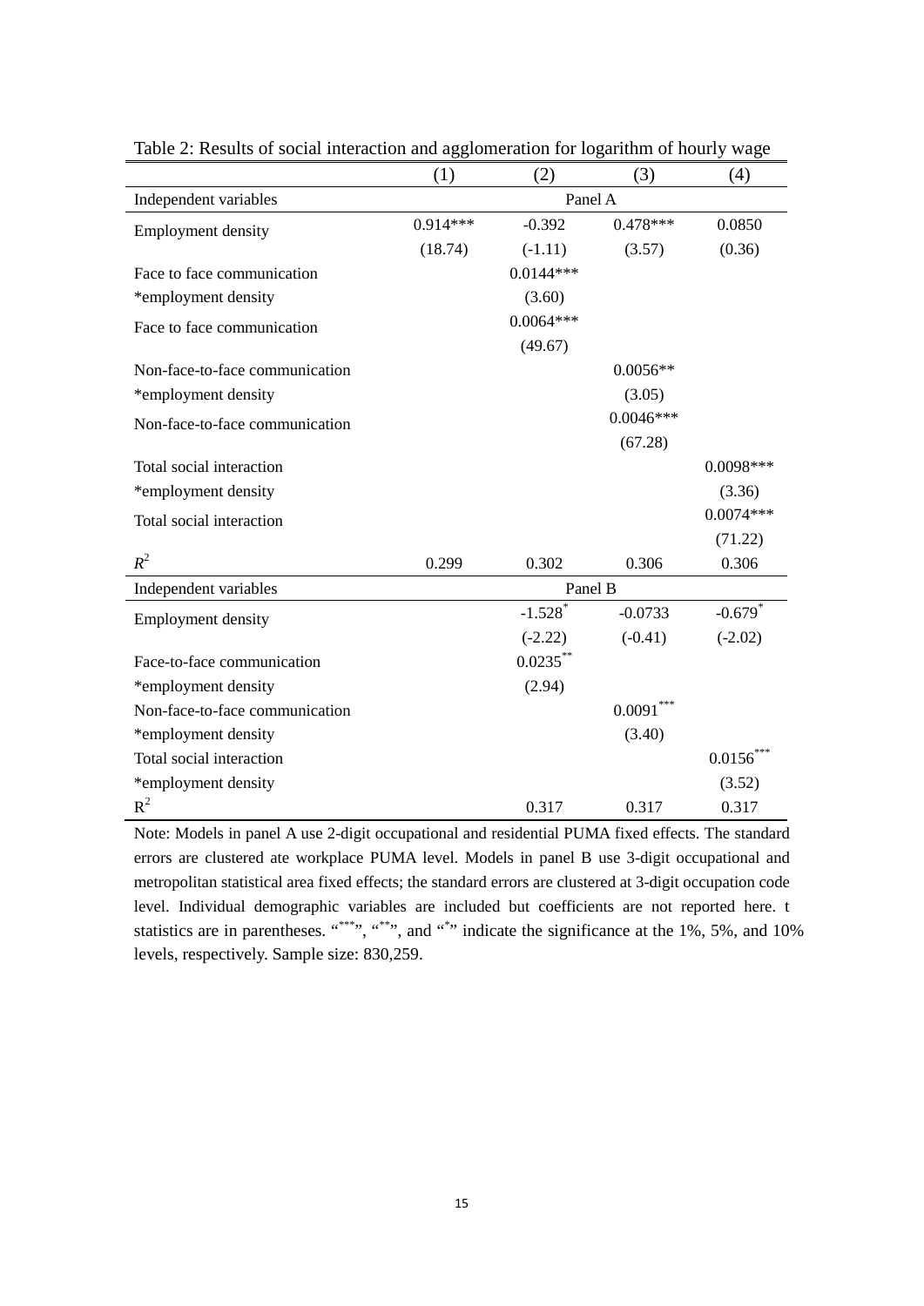Table 2: Results of social interaction and agglomeration for logarithm of hourly wage

| | (1) | (2) | (3) | (4) |
|---|---|---|---|---|
| Independent variables | Panel A | | | |
| Employment density | 0.914*** | -0.392 | 0.478*** | 0.0850 |
| | (18.74) | (-1.11) | (3.57) | (0.36) |
| Face to face communication | | 0.0144*** | | |
| *employment density | | (3.60) | | |
| Face to face communication | | 0.0064*** | | |
| | | (49.67) | | |
| Non-face-to-face communication | | | 0.0056** | |
| *employment density | | | (3.05) | |
| Non-face-to-face communication | | | 0.0046*** | |
| | | | (67.28) | |
| Total social interaction | | | | 0.0098*** |
| *employment density | | | | (3.36) |
| Total social interaction | | | | 0.0074*** |
| | | | | (71.22) |
| $R^2$ | 0.299 | 0.302 | 0.306 | 0.306 |
| Independent variables | Panel B | | | |
| Employment density | | -1.528* | -0.0733 | -0.679* |
| | | (-2.22) | (-0.41) | (-2.02) |
| Face-to-face communication | | 0.0235** | | |
| *employment density | | (2.94) | | |
| Non-face-to-face communication | | | 0.0091*** | |
| *employment density | | | (3.40) | |
| Total social interaction | | | | 0.0156*** |
| *employment density | | | | (3.52) |
| $R^2$ | | 0.317 | 0.317 | 0.317 |

Note: Models in panel A use 2-digit occupational and residential PUMA fixed effects. The standard errors are clustered ate workplace PUMA level. Models in panel B use 3-digit occupational and metropolitan statistical area fixed effects; the standard errors are clustered at 3-digit occupation code level. Individual demographic variables are included but coefficients are not reported here. t statistics are in parentheses. "***", "**", and "*" indicate the significance at the 1%, 5%, and 10% levels, respectively. Sample size: 830,259.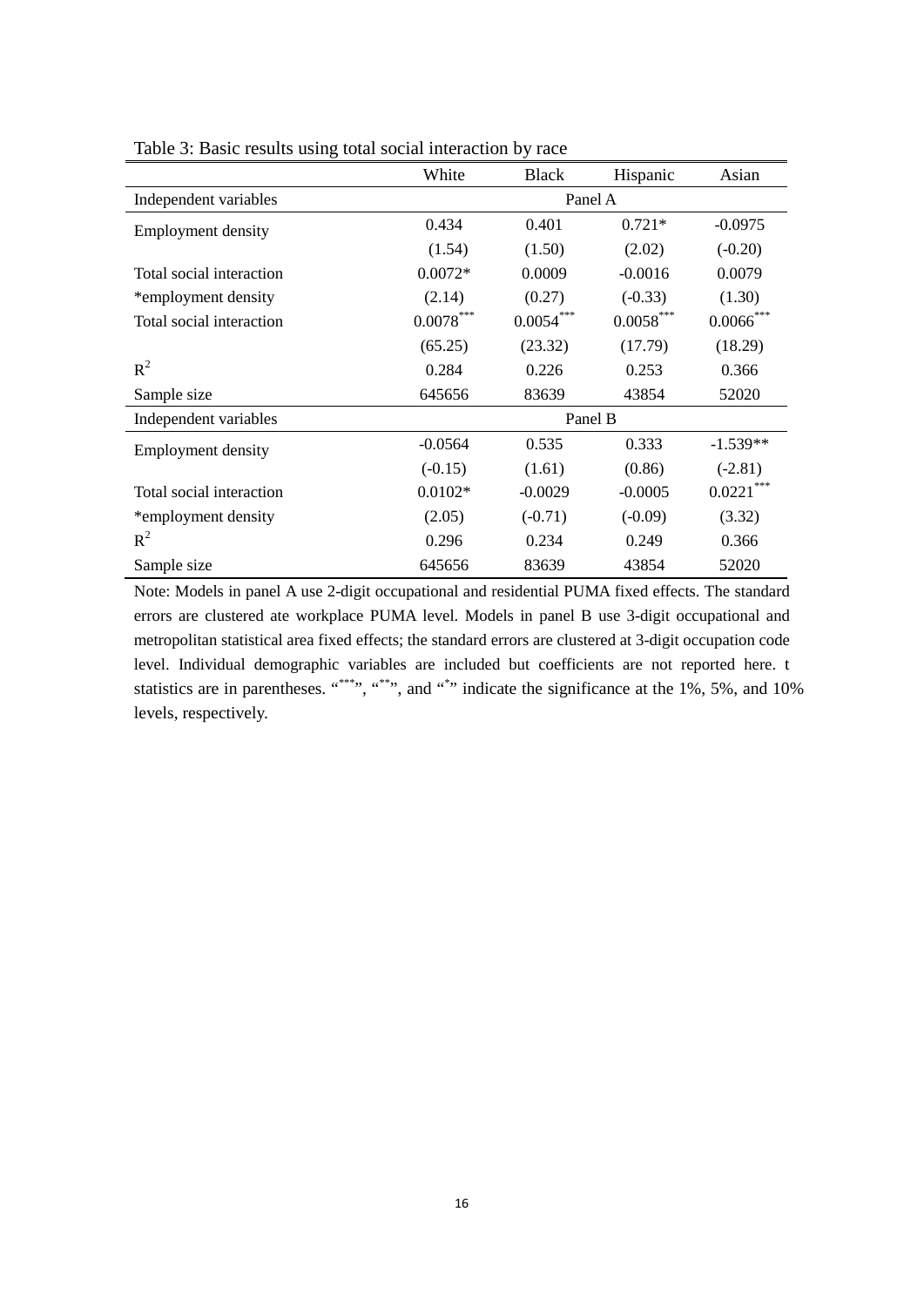Table 3: Basic results using total social interaction by race

| | White | Black | Hispanic | Asian |
|---|---|---|---|---|
| Independent variables | Panel A | | | |
| Employment density | 0.434 | 0.401 | 0.721* | -0.0975 |
| | (1.54) | (1.50) | (2.02) | (-0.20) |
| Total social interaction | 0.0072* | 0.0009 | -0.0016 | 0.0079 |
| *employment density | (2.14) | (0.27) | (-0.33) | (1.30) |
| Total social interaction | 0.0078*** | 0.0054*** | 0.0058*** | 0.0066*** |
| | (65.25) | (23.32) | (17.79) | (18.29) |
| $R^2$ | 0.284 | 0.226 | 0.253 | 0.366 |
| Sample size | 645656 | 83639 | 43854 | 52020 |
| Independent variables | Panel B | | | |
| Employment density | -0.0564 | 0.535 | 0.333 | -1.539** |
| | (-0.15) | (1.61) | (0.86) | (-2.81) |
| Total social interaction | 0.0102* | -0.0029 | -0.0005 | 0.0221*** |
| *employment density | (2.05) | (-0.71) | (-0.09) | (3.32) |
| $R^2$ | 0.296 | 0.234 | 0.249 | 0.366 |
| Sample size | 645656 | 83639 | 43854 | 52020 |

Note: Models in panel A use 2-digit occupational and residential PUMA fixed effects. The standard errors are clustered ate workplace PUMA level. Models in panel B use 3-digit occupational and metropolitan statistical area fixed effects; the standard errors are clustered at 3-digit occupation code level. Individual demographic variables are included but coefficients are not reported here. t statistics are in parentheses. "***", "**", and "*" indicate the significance at the 1%, 5%, and 10% levels, respectively.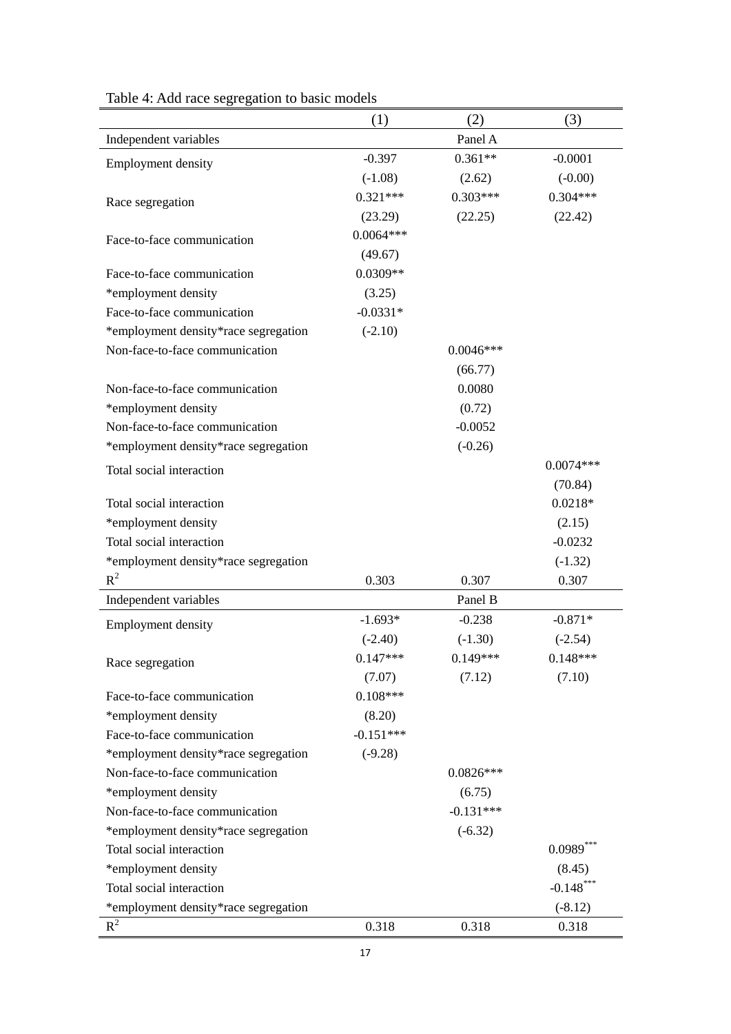Table 4: Add race segregation to basic models

| | (1) | (2) | (3) |
|---|---|---|---|
| Independent variables | | Panel A | |
| Employment density | -0.397 | 0.361** | -0.0001 |
| | (-1.08) | (2.62) | (-0.00) |
| Race segregation | 0.321*** | 0.303*** | 0.304*** |
| | (23.29) | (22.25) | (22.42) |
| Face-to-face communication | 0.0064*** | | |
| | (49.67) | | |
| Face-to-face communication *employment density | 0.0309** | | |
| | (3.25) | | |
| Face-to-face communication *employment density*race segregation | -0.0331* | | |
| | (-2.10) | | |
| Non-face-to-face communication | | 0.0046*** | |
| | | (66.77) | |
| Non-face-to-face communication *employment density | | 0.0080 | |
| | | (0.72) | |
| Non-face-to-face communication *employment density*race segregation | | -0.0052 | |
| | | (-0.26) | |
| Total social interaction | | | 0.0074*** |
| | | | (70.84) |
| Total social interaction *employment density | | | 0.0218* |
| | | | (2.15) |
| Total social interaction *employment density*race segregation | | | -0.0232 |
| | | | (-1.32) |
| $R^2$ | 0.303 | 0.307 | 0.307 |
| Independent variables | | Panel B | |
| Employment density | -1.693* | -0.238 | -0.871* |
| | (-2.40) | (-1.30) | (-2.54) |
| Race segregation | 0.147*** | 0.149*** | 0.148*** |
| | (7.07) | (7.12) | (7.10) |
| Face-to-face communication *employment density | 0.108*** | | |
| | (8.20) | | |
| Face-to-face communication *employment density*race segregation | -0.151*** | | |
| | (-9.28) | | |
| Non-face-to-face communication *employment density | | 0.0826*** | |
| | | (6.75) | |
| Non-face-to-face communication *employment density*race segregation | | -0.131*** | |
| | | (-6.32) | |
| Total social interaction *employment density | | | 0.0989*** |
| | | | (8.45) |
| Total social interaction *employment density*race segregation | | | -0.148*** |
| | | | (-8.12) |
| $R^2$ | 0.318 | 0.318 | 0.318 |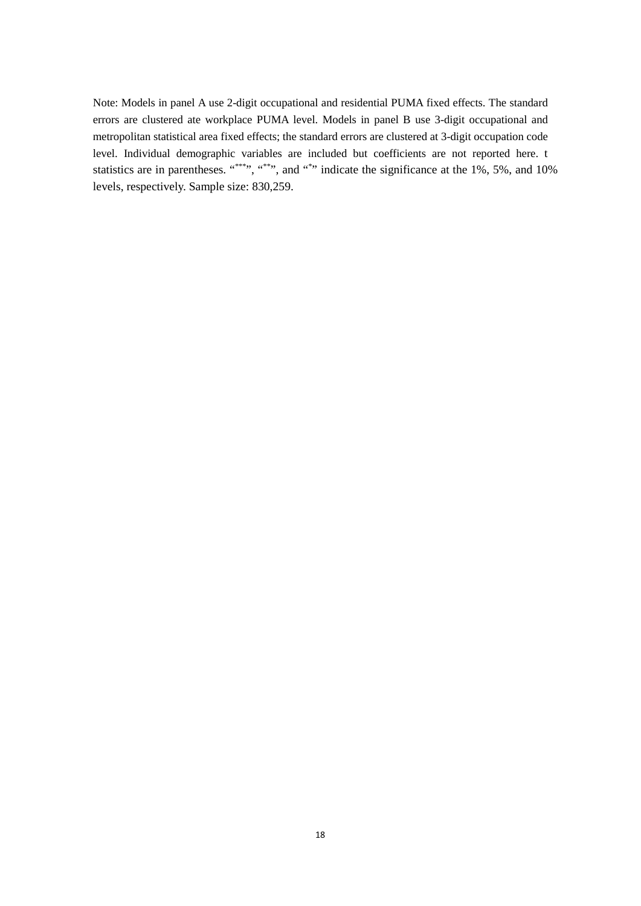Note: Models in panel A use 2-digit occupational and residential PUMA fixed effects. The standard errors are clustered ate workplace PUMA level. Models in panel B use 3-digit occupational and metropolitan statistical area fixed effects; the standard errors are clustered at 3-digit occupation code level. Individual demographic variables are included but coefficients are not reported here. t statistics are in parentheses. "***", "**", and "*" indicate the significance at the 1%, 5%, and 10% levels, respectively. Sample size: 830,259.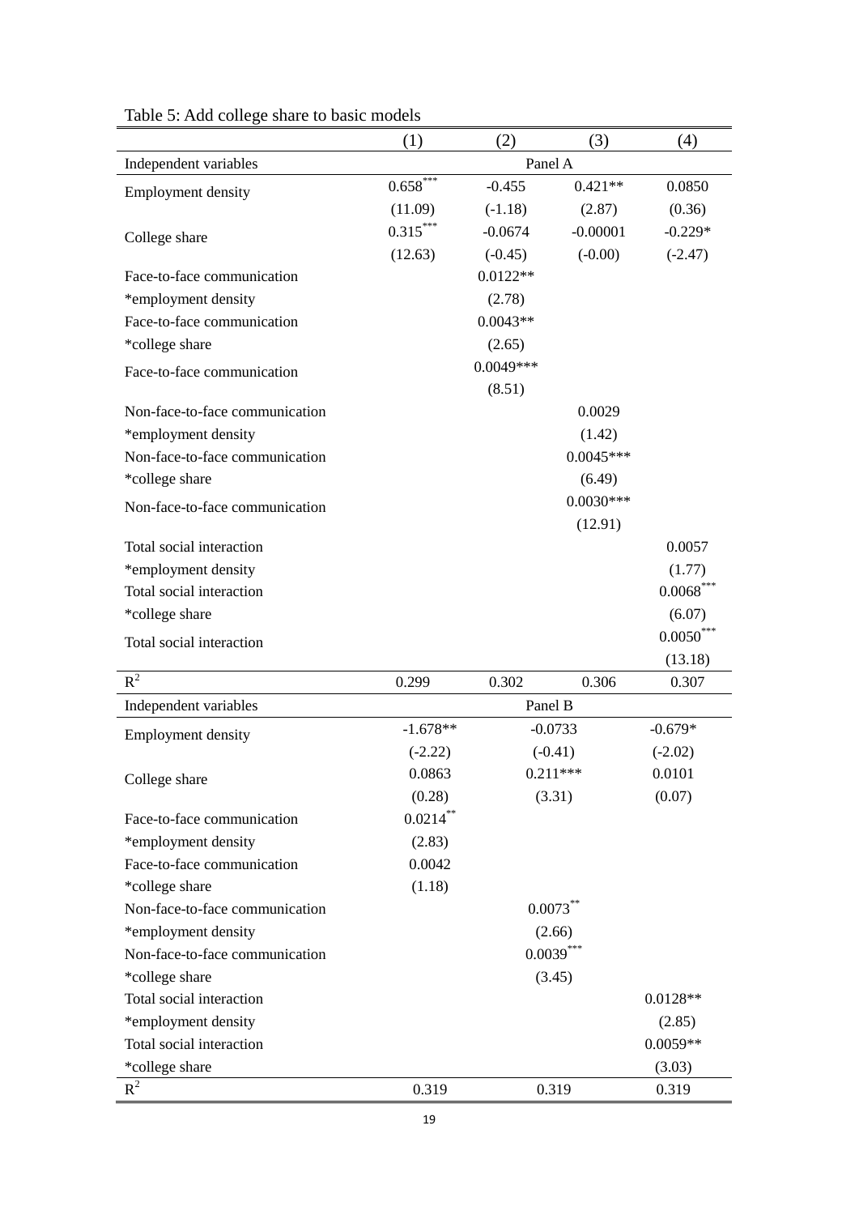Table 5: Add college share to basic models

| | (1) | (2) | (3) | (4) |
|---|---|---|---|---|
| Independent variables | Panel A | | | |
| Employment density | 0.658*** | -0.455 | 0.421** | 0.0850 |
| | (11.09) | (-1.18) | (2.87) | (0.36) |
| College share | 0.315*** | -0.0674 | -0.00001 | -0.229* |
| | (12.63) | (-0.45) | (-0.00) | (-2.47) |
| Face-to-face communication *employment density | | 0.0122** | | |
| | | (2.78) | | |
| Face-to-face communication *college share | | 0.0043** | | |
| | | (2.65) | | |
| Face-to-face communication | | 0.0049*** | | |
| | | (8.51) | | |
| Non-face-to-face communication *employment density | | | 0.0029 | |
| | | | (1.42) | |
| Non-face-to-face communication *college share | | | 0.0045*** | |
| | | | (6.49) | |
| Non-face-to-face communication | | | 0.0030*** | |
| | | | (12.91) | |
| Total social interaction *employment density | | | | 0.0057 |
| | | | | (1.77) |
| Total social interaction *college share | | | | 0.0068*** |
| | | | | (6.07) |
| Total social interaction | | | | 0.0050*** |
| | | | | (13.18) |
| $R^2$ | 0.299 | 0.302 | 0.306 | 0.307 |
| Independent variables | Panel B | | | |
| Employment density | -1.678** | -0.0733 | | -0.679* |
| | (-2.22) | (-0.41) | | (-2.02) |
| College share | 0.0863 | 0.211*** | | 0.0101 |
| | (0.28) | (3.31) | | (0.07) |
| Face-to-face communication *employment density | 0.0214** | | | |
| | (2.83) | | | |
| Face-to-face communication *college share | 0.0042 | | | |
| | (1.18) | | | |
| Non-face-to-face communication *employment density | | 0.0073** | | |
| | | (2.66) | | |
| Non-face-to-face communication *college share | | 0.0039*** | | |
| | | (3.45) | | |
| Total social interaction *employment density | | | | 0.0128** |
| | | | | (2.85) |
| Total social interaction *college share | | | | 0.0059** |
| | | | | (3.03) |
| $R^2$ | 0.319 | 0.319 | | 0.319 |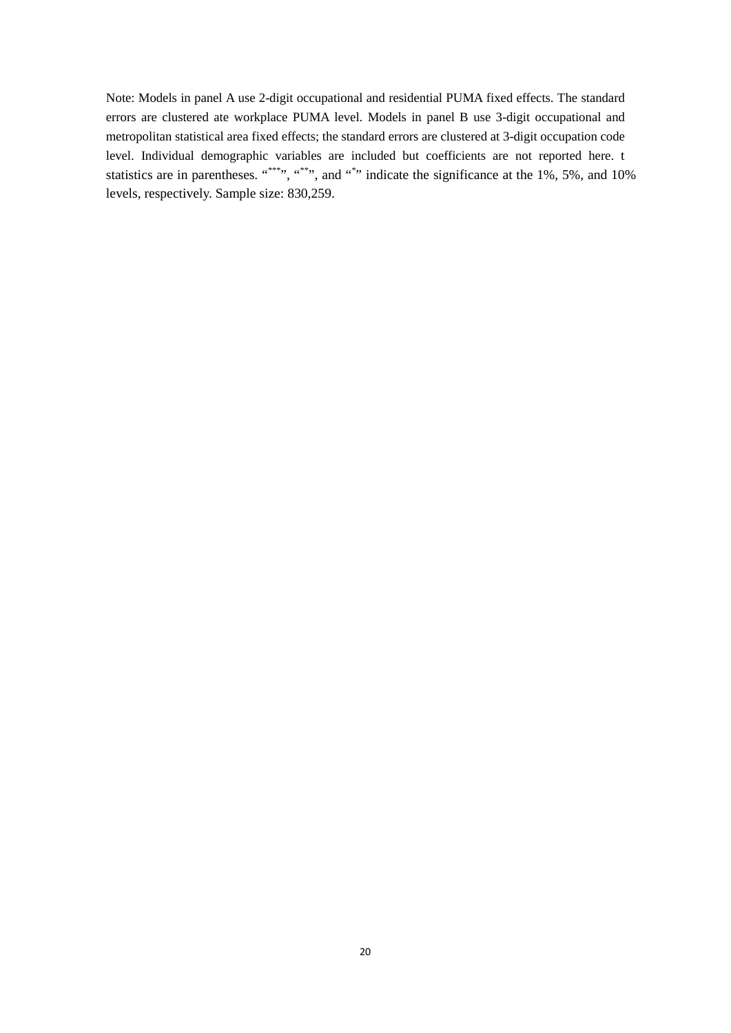Note: Models in panel A use 2-digit occupational and residential PUMA fixed effects. The standard errors are clustered ate workplace PUMA level. Models in panel B use 3-digit occupational and metropolitan statistical area fixed effects; the standard errors are clustered at 3-digit occupation code level. Individual demographic variables are included but coefficients are not reported here. t statistics are in parentheses. "***", "**", and "*" indicate the significance at the 1%, 5%, and 10% levels, respectively. Sample size: 830,259.